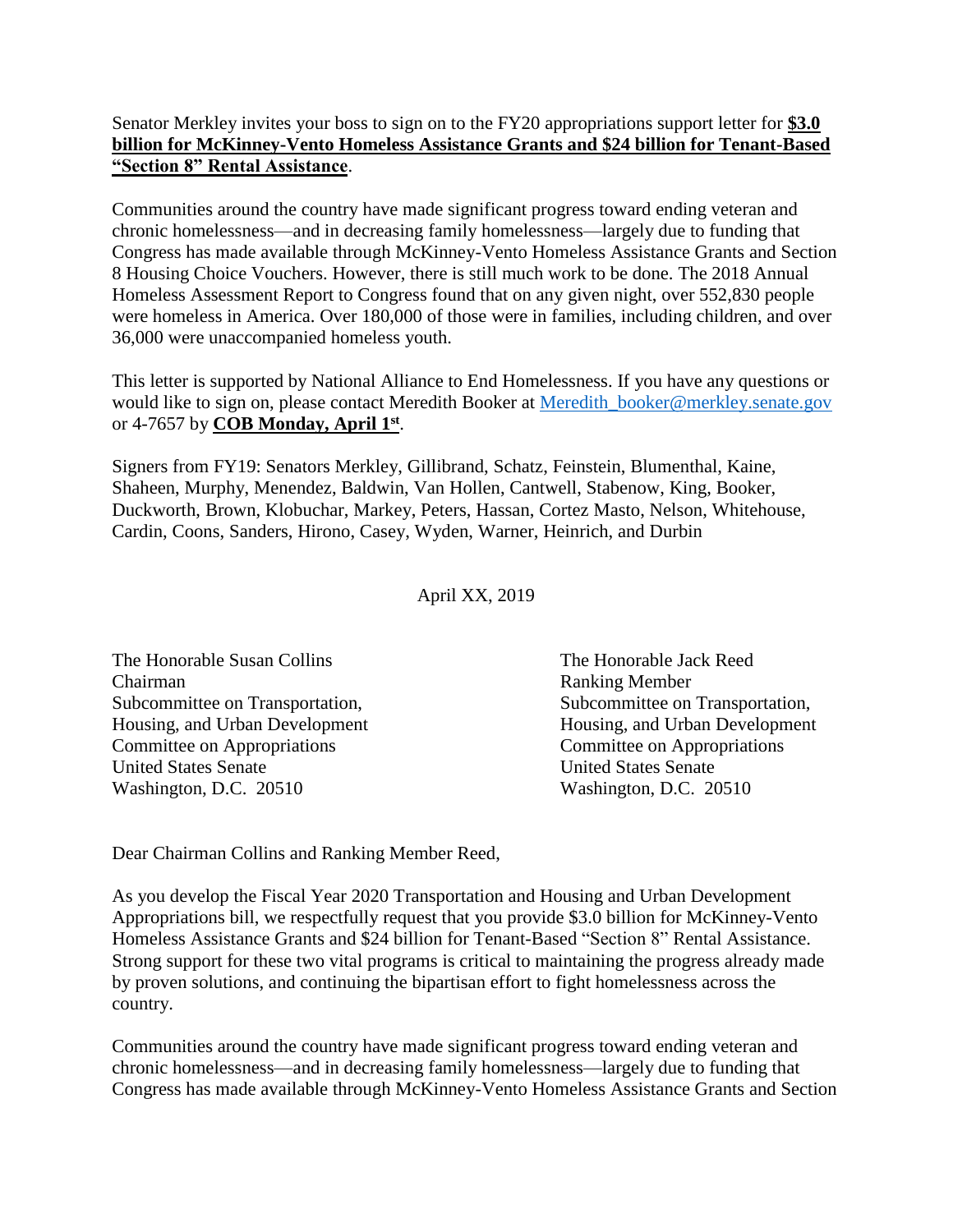Senator Merkley invites your boss to sign on to the FY20 appropriations support letter for **<u>$3.0 billion for McKinney-Vento Homeless Assistance Grants and $24 billion for Tenant-Based "Section 8" Rental Assistance</u>**.

Communities around the country have made significant progress toward ending veteran and chronic homelessness—and in decreasing family homelessness—largely due to funding that Congress has made available through McKinney-Vento Homeless Assistance Grants and Section 8 Housing Choice Vouchers. However, there is still much work to be done. The 2018 Annual Homeless Assessment Report to Congress found that on any given night, over 552,830 people were homeless in America. Over 180,000 of those were in families, including children, and over 36,000 were unaccompanied homeless youth.

This letter is supported by National Alliance to End Homelessness. If you have any questions or would like to sign on, please contact Meredith Booker at [Meredith_booker@merkley.senate.gov](mailto:Meredith_booker@merkley.senate.gov) or 4-7657 by **<u>COB Monday, April 1st</u>**.

Signers from FY19: Senators Merkley, Gillibrand, Schatz, Feinstein, Blumenthal, Kaine, Shaheen, Murphy, Menendez, Baldwin, Van Hollen, Cantwell, Stabenow, King, Booker, Duckworth, Brown, Klobuchar, Markey, Peters, Hassan, Cortez Masto, Nelson, Whitehouse, Cardin, Coons, Sanders, Hirono, Casey, Wyden, Warner, Heinrich, and Durbin

April XX, 2019

The Honorable Susan Collins
Chairman
Subcommittee on Transportation, Housing, and Urban Development
Committee on Appropriations
United States Senate
Washington, D.C. 20510

The Honorable Jack Reed
Ranking Member
Subcommittee on Transportation, Housing, and Urban Development
Committee on Appropriations
United States Senate
Washington, D.C. 20510

Dear Chairman Collins and Ranking Member Reed,

As you develop the Fiscal Year 2020 Transportation and Housing and Urban Development Appropriations bill, we respectfully request that you provide $3.0 billion for McKinney-Vento Homeless Assistance Grants and $24 billion for Tenant-Based "Section 8" Rental Assistance. Strong support for these two vital programs is critical to maintaining the progress already made by proven solutions, and continuing the bipartisan effort to fight homelessness across the country.

Communities around the country have made significant progress toward ending veteran and chronic homelessness—and in decreasing family homelessness—largely due to funding that Congress has made available through McKinney-Vento Homeless Assistance Grants and Section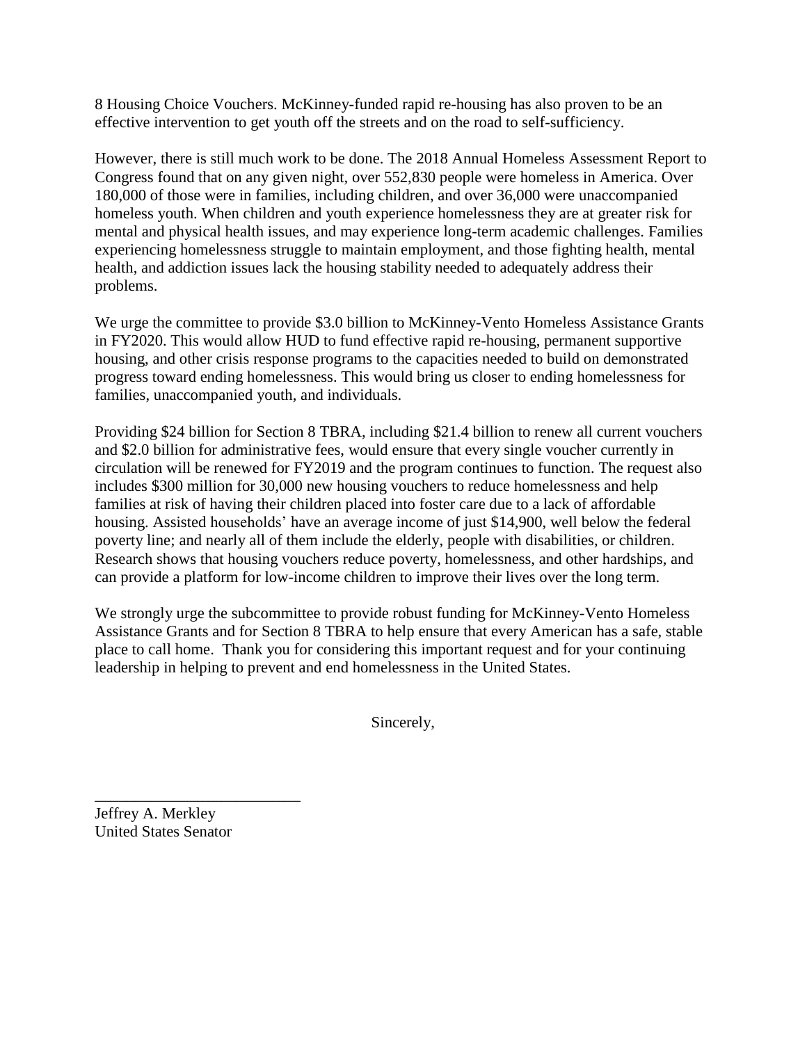8 Housing Choice Vouchers. McKinney-funded rapid re-housing has also proven to be an effective intervention to get youth off the streets and on the road to self-sufficiency.

However, there is still much work to be done. The 2018 Annual Homeless Assessment Report to Congress found that on any given night, over 552,830 people were homeless in America. Over 180,000 of those were in families, including children, and over 36,000 were unaccompanied homeless youth. When children and youth experience homelessness they are at greater risk for mental and physical health issues, and may experience long-term academic challenges. Families experiencing homelessness struggle to maintain employment, and those fighting health, mental health, and addiction issues lack the housing stability needed to adequately address their problems.

We urge the committee to provide $3.0 billion to McKinney-Vento Homeless Assistance Grants in FY2020. This would allow HUD to fund effective rapid re-housing, permanent supportive housing, and other crisis response programs to the capacities needed to build on demonstrated progress toward ending homelessness. This would bring us closer to ending homelessness for families, unaccompanied youth, and individuals.

Providing $24 billion for Section 8 TBRA, including $21.4 billion to renew all current vouchers and $2.0 billion for administrative fees, would ensure that every single voucher currently in circulation will be renewed for FY2019 and the program continues to function. The request also includes $300 million for 30,000 new housing vouchers to reduce homelessness and help families at risk of having their children placed into foster care due to a lack of affordable housing. Assisted households' have an average income of just $14,900, well below the federal poverty line; and nearly all of them include the elderly, people with disabilities, or children. Research shows that housing vouchers reduce poverty, homelessness, and other hardships, and can provide a platform for low-income children to improve their lives over the long term.

We strongly urge the subcommittee to provide robust funding for McKinney-Vento Homeless Assistance Grants and for Section 8 TBRA to help ensure that every American has a safe, stable place to call home. Thank you for considering this important request and for your continuing leadership in helping to prevent and end homelessness in the United States.

Sincerely,

\_\_\_\_\_\_\_\_\_\_\_\_\_\_\_\_\_\_\_\_\_\_\_\_\_\_\_

Jeffrey A. Merkley
United States Senator